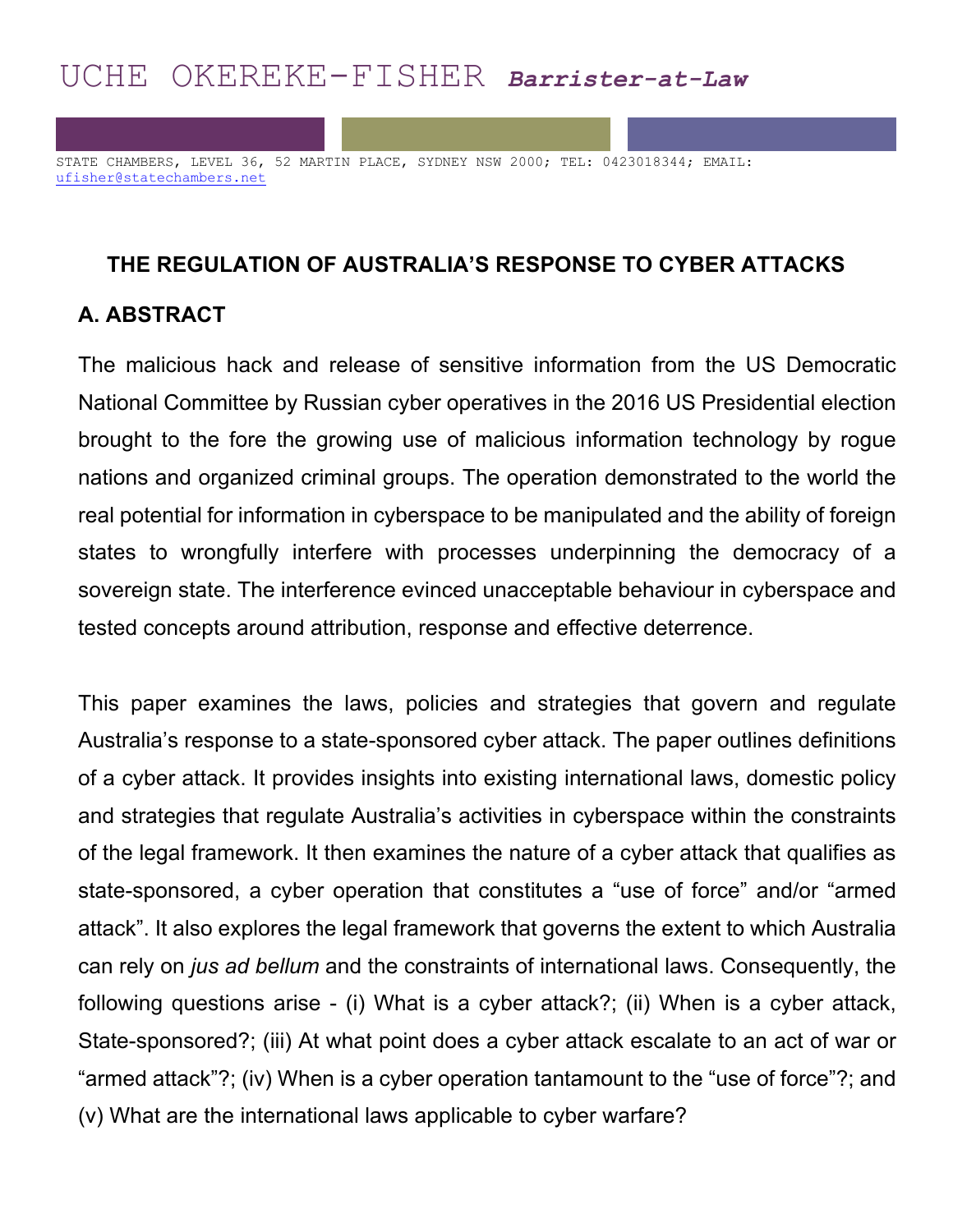UCHE OKEREKE-FISHER ***Barrister-at-Law***

STATE CHAMBERS, LEVEL 36, 52 MARTIN PLACE, SYDNEY NSW 2000; TEL: 0423018344; EMAIL: ufisher@statechambers.net

# THE REGULATION OF AUSTRALIA'S RESPONSE TO CYBER ATTACKS

## A. ABSTRACT

The malicious hack and release of sensitive information from the US Democratic National Committee by Russian cyber operatives in the 2016 US Presidential election brought to the fore the growing use of malicious information technology by rogue nations and organized criminal groups. The operation demonstrated to the world the real potential for information in cyberspace to be manipulated and the ability of foreign states to wrongfully interfere with processes underpinning the democracy of a sovereign state. The interference evinced unacceptable behaviour in cyberspace and tested concepts around attribution, response and effective deterrence.

This paper examines the laws, policies and strategies that govern and regulate Australia's response to a state-sponsored cyber attack. The paper outlines definitions of a cyber attack. It provides insights into existing international laws, domestic policy and strategies that regulate Australia's activities in cyberspace within the constraints of the legal framework. It then examines the nature of a cyber attack that qualifies as state-sponsored, a cyber operation that constitutes a "use of force" and/or "armed attack". It also explores the legal framework that governs the extent to which Australia can rely on *jus ad bellum* and the constraints of international laws. Consequently, the following questions arise - (i) What is a cyber attack?; (ii) When is a cyber attack, State-sponsored?; (iii) At what point does a cyber attack escalate to an act of war or "armed attack"?; (iv) When is a cyber operation tantamount to the "use of force"?; and (v) What are the international laws applicable to cyber warfare?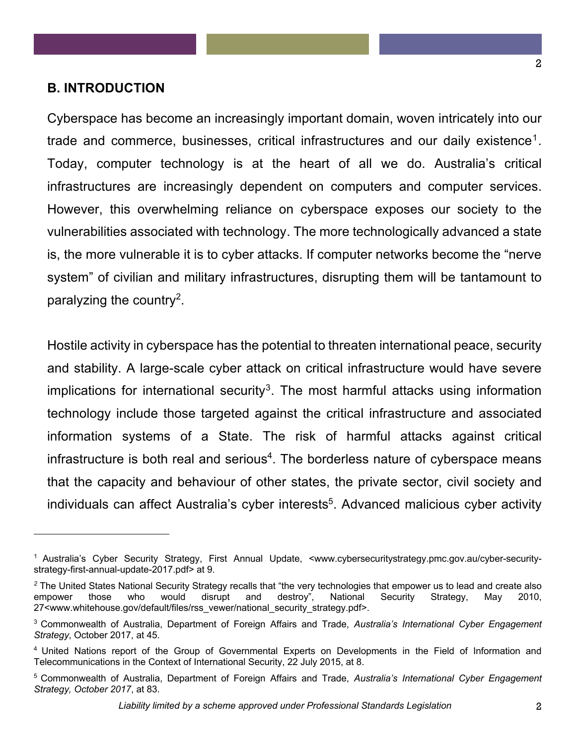## B. INTRODUCTION

Cyberspace has become an increasingly important domain, woven intricately into our trade and commerce, businesses, critical infrastructures and our daily existence[1]. Today, computer technology is at the heart of all we do. Australia's critical infrastructures are increasingly dependent on computers and computer services. However, this overwhelming reliance on cyberspace exposes our society to the vulnerabilities associated with technology. The more technologically advanced a state is, the more vulnerable it is to cyber attacks. If computer networks become the "nerve system" of civilian and military infrastructures, disrupting them will be tantamount to paralyzing the country[2].

Hostile activity in cyberspace has the potential to threaten international peace, security and stability. A large-scale cyber attack on critical infrastructure would have severe implications for international security[3]. The most harmful attacks using information technology include those targeted against the critical infrastructure and associated information systems of a State. The risk of harmful attacks against critical infrastructure is both real and serious[4]. The borderless nature of cyberspace means that the capacity and behaviour of other states, the private sector, civil society and individuals can affect Australia's cyber interests[5]. Advanced malicious cyber activity

---

[1] Australia's Cyber Security Strategy, First Annual Update, <www.cybersecuritystrategy.pmc.gov.au/cyber-security-strategy-first-annual-update-2017.pdf> at 9.

[2] The United States National Security Strategy recalls that "the very technologies that empower us to lead and create also empower those who would disrupt and destroy", National Security Strategy, May 2010, 27<www.whitehouse.gov/default/files/rss_vewer/national_security_strategy.pdf>.

[3] Commonwealth of Australia, Department of Foreign Affairs and Trade, *Australia's International Cyber Engagement Strategy*, October 2017, at 45.

[4] United Nations report of the Group of Governmental Experts on Developments in the Field of Information and Telecommunications in the Context of International Security, 22 July 2015, at 8.

[5] Commonwealth of Australia, Department of Foreign Affairs and Trade, *Australia's International Cyber Engagement Strategy, October 2017*, at 83.

*Liability limited by a scheme approved under Professional Standards Legislation*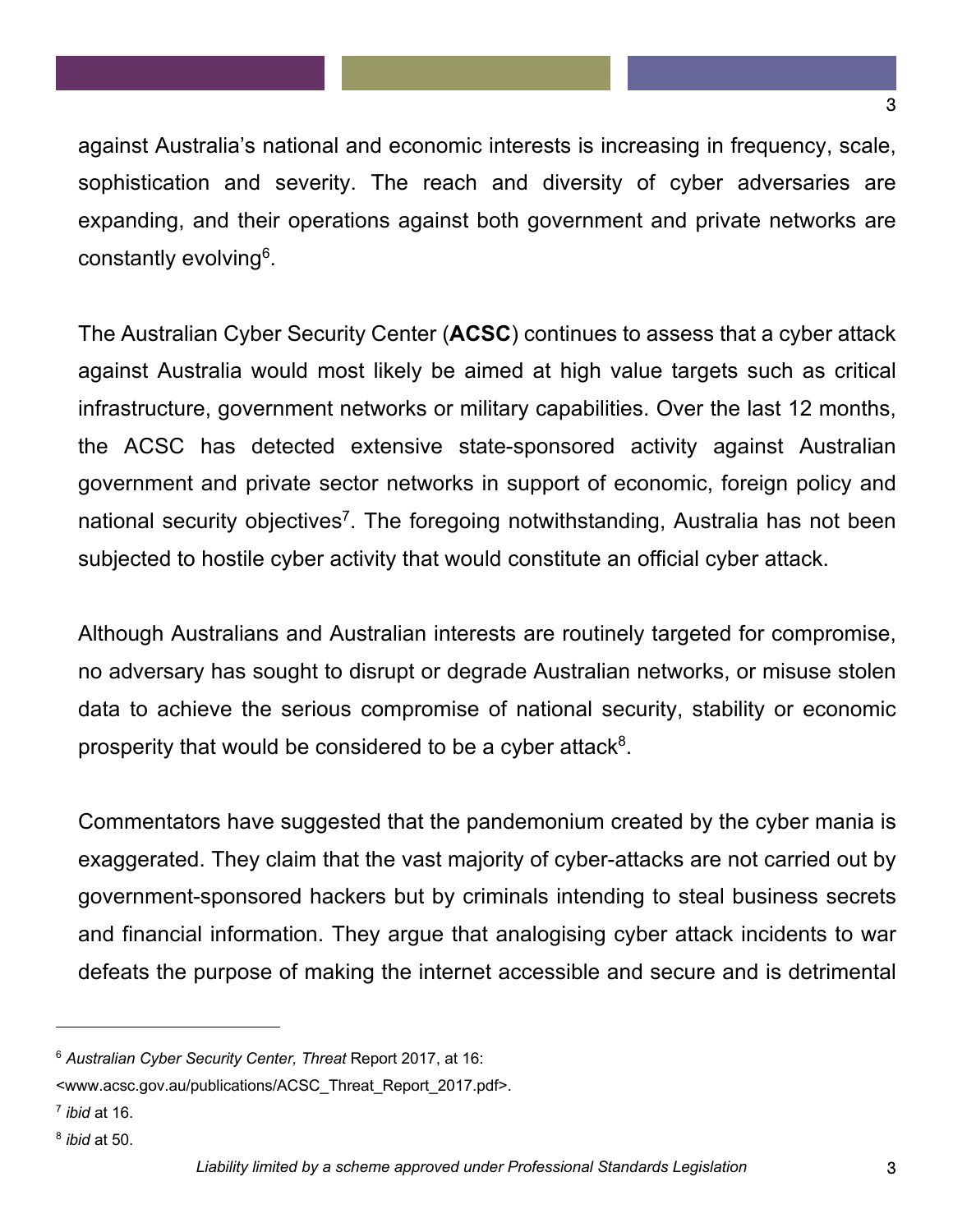against Australia's national and economic interests is increasing in frequency, scale, sophistication and severity. The reach and diversity of cyber adversaries are expanding, and their operations against both government and private networks are constantly evolving[6].

The Australian Cyber Security Center (**ACSC**) continues to assess that a cyber attack against Australia would most likely be aimed at high value targets such as critical infrastructure, government networks or military capabilities. Over the last 12 months, the ACSC has detected extensive state-sponsored activity against Australian government and private sector networks in support of economic, foreign policy and national security objectives[7]. The foregoing notwithstanding, Australia has not been subjected to hostile cyber activity that would constitute an official cyber attack.

Although Australians and Australian interests are routinely targeted for compromise, no adversary has sought to disrupt or degrade Australian networks, or misuse stolen data to achieve the serious compromise of national security, stability or economic prosperity that would be considered to be a cyber attack[8].

Commentators have suggested that the pandemonium created by the cyber mania is exaggerated. They claim that the vast majority of cyber-attacks are not carried out by government-sponsored hackers but by criminals intending to steal business secrets and financial information. They argue that analogising cyber attack incidents to war defeats the purpose of making the internet accessible and secure and is detrimental

---

[6] *Australian Cyber Security Center, Threat* Report 2017, at 16: <www.acsc.gov.au/publications/ACSC_Threat_Report_2017.pdf>.

[7] *ibid* at 16.

[8] *ibid* at 50.

*Liability limited by a scheme approved under Professional Standards Legislation*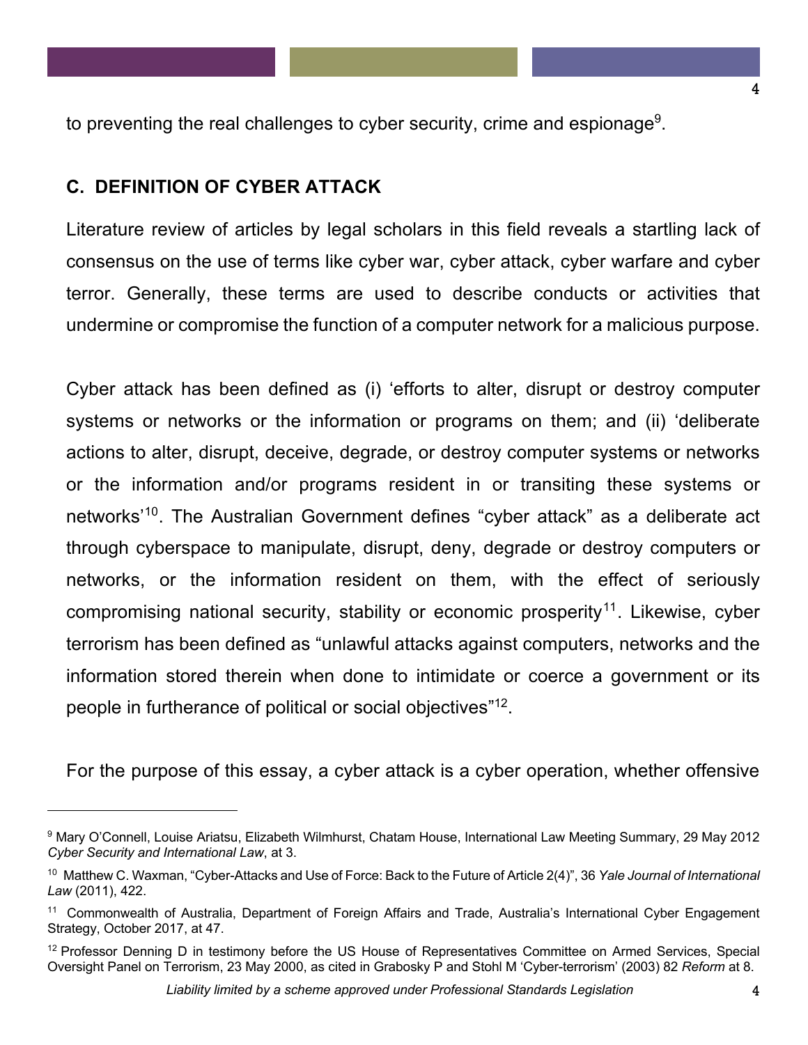to preventing the real challenges to cyber security, crime and espionage[9].

## C. DEFINITION OF CYBER ATTACK

Literature review of articles by legal scholars in this field reveals a startling lack of consensus on the use of terms like cyber war, cyber attack, cyber warfare and cyber terror. Generally, these terms are used to describe conducts or activities that undermine or compromise the function of a computer network for a malicious purpose.

Cyber attack has been defined as (i) 'efforts to alter, disrupt or destroy computer systems or networks or the information or programs on them; and (ii) 'deliberate actions to alter, disrupt, deceive, degrade, or destroy computer systems or networks or the information and/or programs resident in or transiting these systems or networks'[10]. The Australian Government defines "cyber attack" as a deliberate act through cyberspace to manipulate, disrupt, deny, degrade or destroy computers or networks, or the information resident on them, with the effect of seriously compromising national security, stability or economic prosperity[11]. Likewise, cyber terrorism has been defined as "unlawful attacks against computers, networks and the information stored therein when done to intimidate or coerce a government or its people in furtherance of political or social objectives"[12].

For the purpose of this essay, a cyber attack is a cyber operation, whether offensive

---

[9] Mary O'Connell, Louise Ariatsu, Elizabeth Wilmhurst, Chatam House, International Law Meeting Summary, 29 May 2012 *Cyber Security and International Law*, at 3.

[10] Matthew C. Waxman, "Cyber-Attacks and Use of Force: Back to the Future of Article 2(4)", 36 *Yale Journal of International Law* (2011), 422.

[11] Commonwealth of Australia, Department of Foreign Affairs and Trade, Australia's International Cyber Engagement Strategy, October 2017, at 47.

[12] Professor Denning D in testimony before the US House of Representatives Committee on Armed Services, Special Oversight Panel on Terrorism, 23 May 2000, as cited in Grabosky P and Stohl M 'Cyber-terrorism' (2003) 82 *Reform* at 8.

*Liability limited by a scheme approved under Professional Standards Legislation*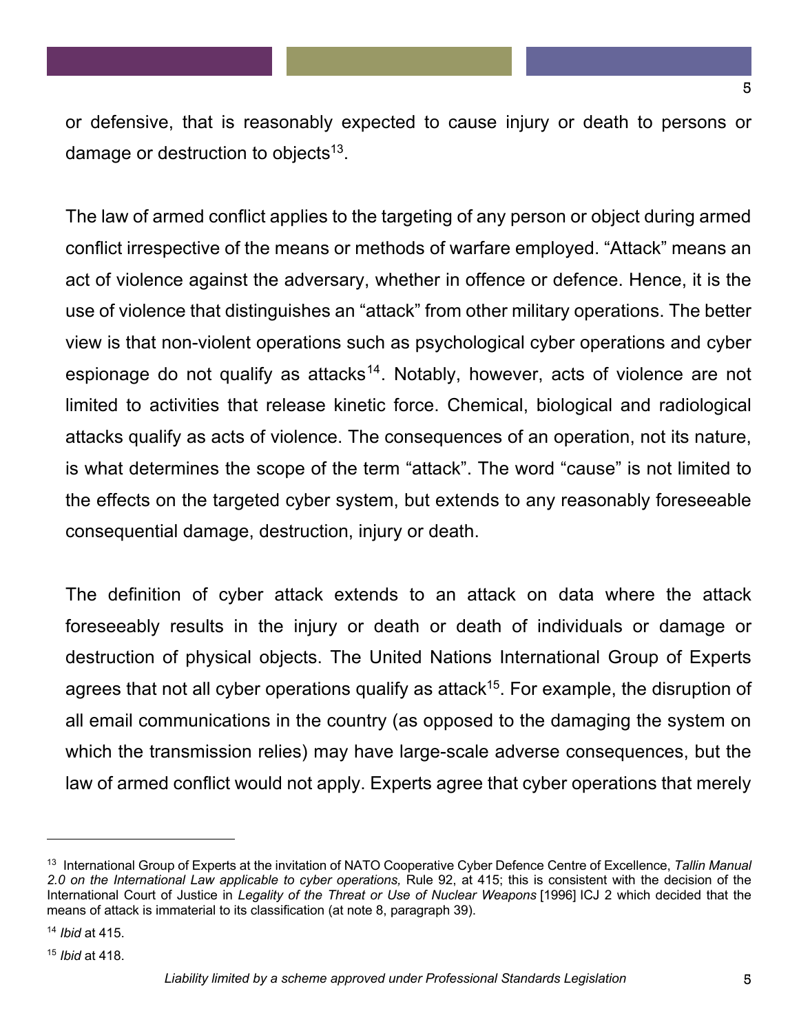or defensive, that is reasonably expected to cause injury or death to persons or damage or destruction to objects[13].

The law of armed conflict applies to the targeting of any person or object during armed conflict irrespective of the means or methods of warfare employed. "Attack" means an act of violence against the adversary, whether in offence or defence. Hence, it is the use of violence that distinguishes an "attack" from other military operations. The better view is that non-violent operations such as psychological cyber operations and cyber espionage do not qualify as attacks[14]. Notably, however, acts of violence are not limited to activities that release kinetic force. Chemical, biological and radiological attacks qualify as acts of violence. The consequences of an operation, not its nature, is what determines the scope of the term "attack". The word "cause" is not limited to the effects on the targeted cyber system, but extends to any reasonably foreseeable consequential damage, destruction, injury or death.

The definition of cyber attack extends to an attack on data where the attack foreseeably results in the injury or death or death of individuals or damage or destruction of physical objects. The United Nations International Group of Experts agrees that not all cyber operations qualify as attack[15]. For example, the disruption of all email communications in the country (as opposed to the damaging the system on which the transmission relies) may have large-scale adverse consequences, but the law of armed conflict would not apply. Experts agree that cyber operations that merely

---

[13] International Group of Experts at the invitation of NATO Cooperative Cyber Defence Centre of Excellence, *Tallin Manual 2.0 on the International Law applicable to cyber operations,* Rule 92, at 415; this is consistent with the decision of the International Court of Justice in *Legality of the Threat or Use of Nuclear Weapons* [1996] ICJ 2 which decided that the means of attack is immaterial to its classification (at note 8, paragraph 39).

[14] *Ibid* at 415.

[15] *Ibid* at 418.

*Liability limited by a scheme approved under Professional Standards Legislation*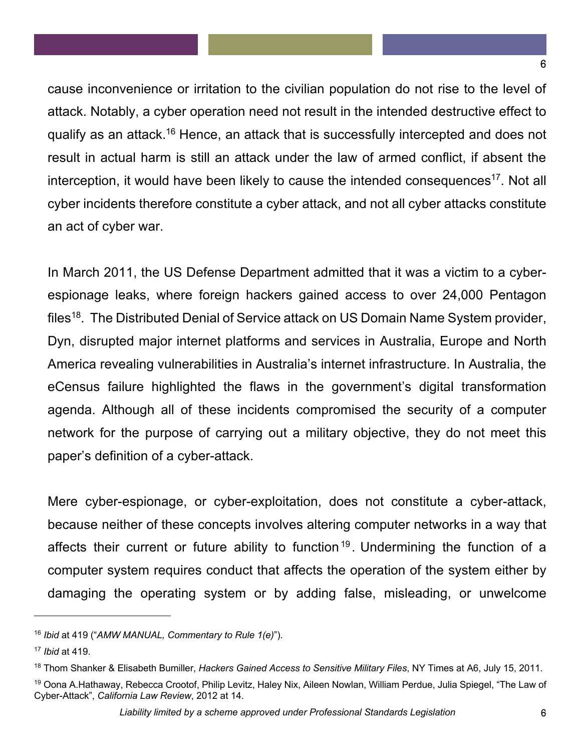cause inconvenience or irritation to the civilian population do not rise to the level of attack. Notably, a cyber operation need not result in the intended destructive effect to qualify as an attack.[16] Hence, an attack that is successfully intercepted and does not result in actual harm is still an attack under the law of armed conflict, if absent the interception, it would have been likely to cause the intended consequences[17]. Not all cyber incidents therefore constitute a cyber attack, and not all cyber attacks constitute an act of cyber war.

In March 2011, the US Defense Department admitted that it was a victim to a cyber-espionage leaks, where foreign hackers gained access to over 24,000 Pentagon files[18]. The Distributed Denial of Service attack on US Domain Name System provider, Dyn, disrupted major internet platforms and services in Australia, Europe and North America revealing vulnerabilities in Australia's internet infrastructure. In Australia, the eCensus failure highlighted the flaws in the government's digital transformation agenda. Although all of these incidents compromised the security of a computer network for the purpose of carrying out a military objective, they do not meet this paper's definition of a cyber-attack.

Mere cyber-espionage, or cyber-exploitation, does not constitute a cyber-attack, because neither of these concepts involves altering computer networks in a way that affects their current or future ability to function[19]. Undermining the function of a computer system requires conduct that affects the operation of the system either by damaging the operating system or by adding false, misleading, or unwelcome

---

[16] *Ibid* at 419 ("*AMW MANUAL, Commentary to Rule 1(e)*").

[17] *Ibid* at 419.

[18] Thom Shanker & Elisabeth Bumiller, *Hackers Gained Access to Sensitive Military Files*, NY Times at A6, July 15, 2011.

[19] Oona A.Hathaway, Rebecca Crootof, Philip Levitz, Haley Nix, Aileen Nowlan, William Perdue, Julia Spiegel, "The Law of Cyber-Attack", *California Law Review*, 2012 at 14.

*Liability limited by a scheme approved under Professional Standards Legislation*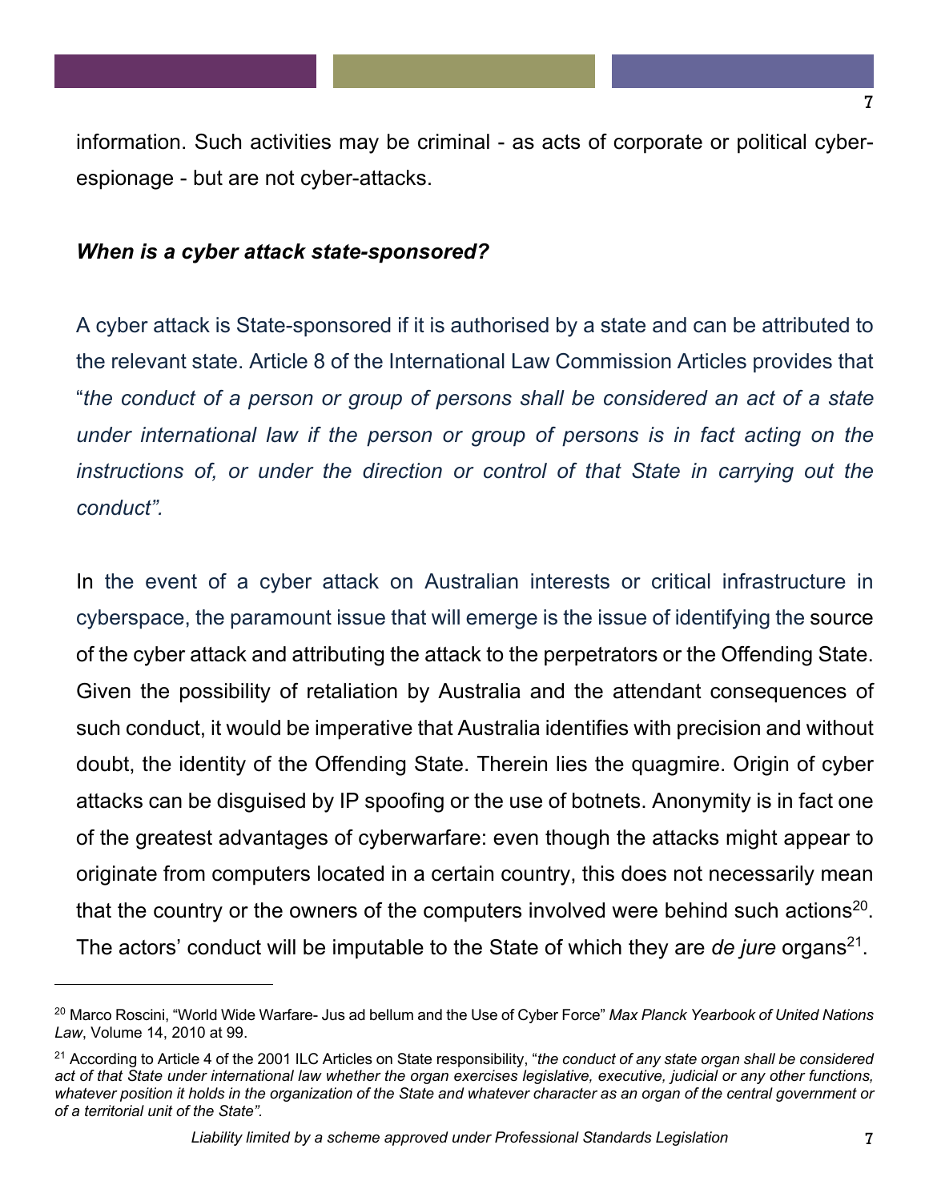information. Such activities may be criminal - as acts of corporate or political cyber-espionage - but are not cyber-attacks.

***When is a cyber attack state-sponsored?***

A cyber attack is State-sponsored if it is authorised by a state and can be attributed to the relevant state. Article 8 of the International Law Commission Articles provides that "*the conduct of a person or group of persons shall be considered an act of a state under international law if the person or group of persons is in fact acting on the instructions of, or under the direction or control of that State in carrying out the conduct".*

In the event of a cyber attack on Australian interests or critical infrastructure in cyberspace, the paramount issue that will emerge is the issue of identifying the source of the cyber attack and attributing the attack to the perpetrators or the Offending State. Given the possibility of retaliation by Australia and the attendant consequences of such conduct, it would be imperative that Australia identifies with precision and without doubt, the identity of the Offending State. Therein lies the quagmire. Origin of cyber attacks can be disguised by IP spoofing or the use of botnets. Anonymity is in fact one of the greatest advantages of cyberwarfare: even though the attacks might appear to originate from computers located in a certain country, this does not necessarily mean that the country or the owners of the computers involved were behind such actions[20]. The actors' conduct will be imputable to the State of which they are *de jure* organs[21].

---

[20] Marco Roscini, "World Wide Warfare- Jus ad bellum and the Use of Cyber Force" *Max Planck Yearbook of United Nations Law*, Volume 14, 2010 at 99.

[21] According to Article 4 of the 2001 ILC Articles on State responsibility, "*the conduct of any state organ shall be considered act of that State under international law whether the organ exercises legislative, executive, judicial or any other functions, whatever position it holds in the organization of the State and whatever character as an organ of the central government or of a territorial unit of the State".*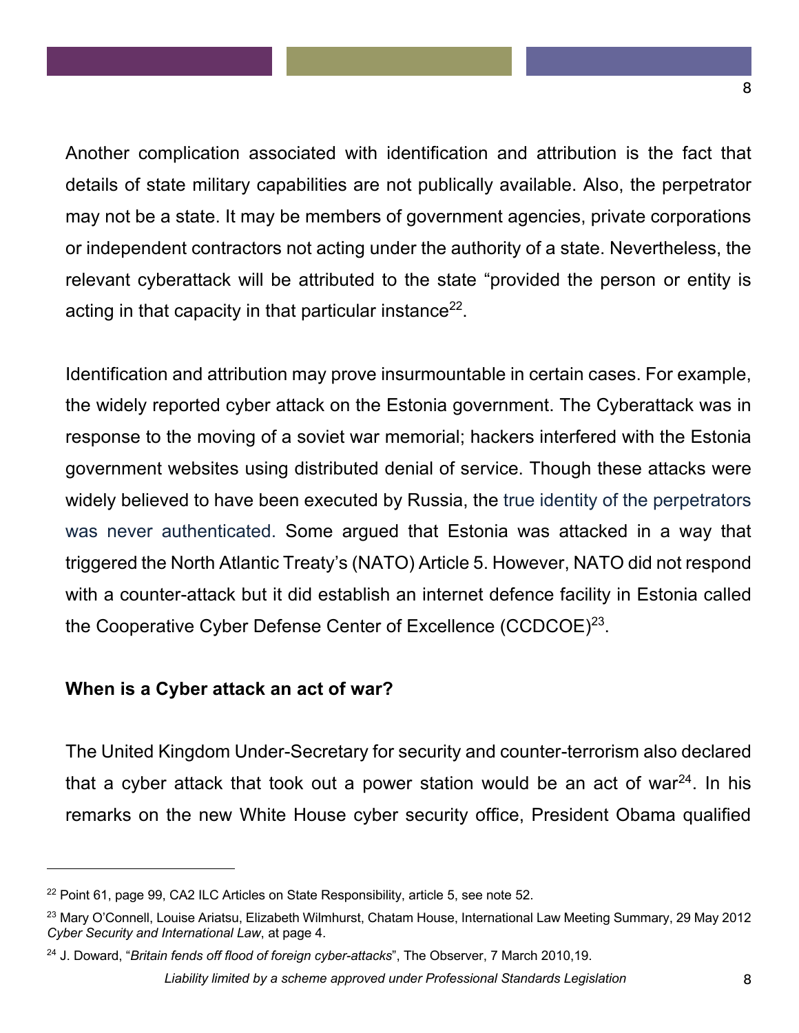Another complication associated with identification and attribution is the fact that details of state military capabilities are not publically available. Also, the perpetrator may not be a state. It may be members of government agencies, private corporations or independent contractors not acting under the authority of a state. Nevertheless, the relevant cyberattack will be attributed to the state "provided the person or entity is acting in that capacity in that particular instance[22].

Identification and attribution may prove insurmountable in certain cases. For example, the widely reported cyber attack on the Estonia government. The Cyberattack was in response to the moving of a soviet war memorial; hackers interfered with the Estonia government websites using distributed denial of service. Though these attacks were widely believed to have been executed by Russia, the true identity of the perpetrators was never authenticated. Some argued that Estonia was attacked in a way that triggered the North Atlantic Treaty's (NATO) Article 5. However, NATO did not respond with a counter-attack but it did establish an internet defence facility in Estonia called the Cooperative Cyber Defense Center of Excellence (CCDCOE)[23].

**When is a Cyber attack an act of war?**

The United Kingdom Under-Secretary for security and counter-terrorism also declared that a cyber attack that took out a power station would be an act of war[24]. In his remarks on the new White House cyber security office, President Obama qualified

---

[22] Point 61, page 99, CA2 ILC Articles on State Responsibility, article 5, see note 52.

[23] Mary O'Connell, Louise Ariatsu, Elizabeth Wilmhurst, Chatam House, International Law Meeting Summary, 29 May 2012 *Cyber Security and International Law*, at page 4.

[24] J. Doward, "*Britain fends off flood of foreign cyber-attacks*", The Observer, 7 March 2010,19.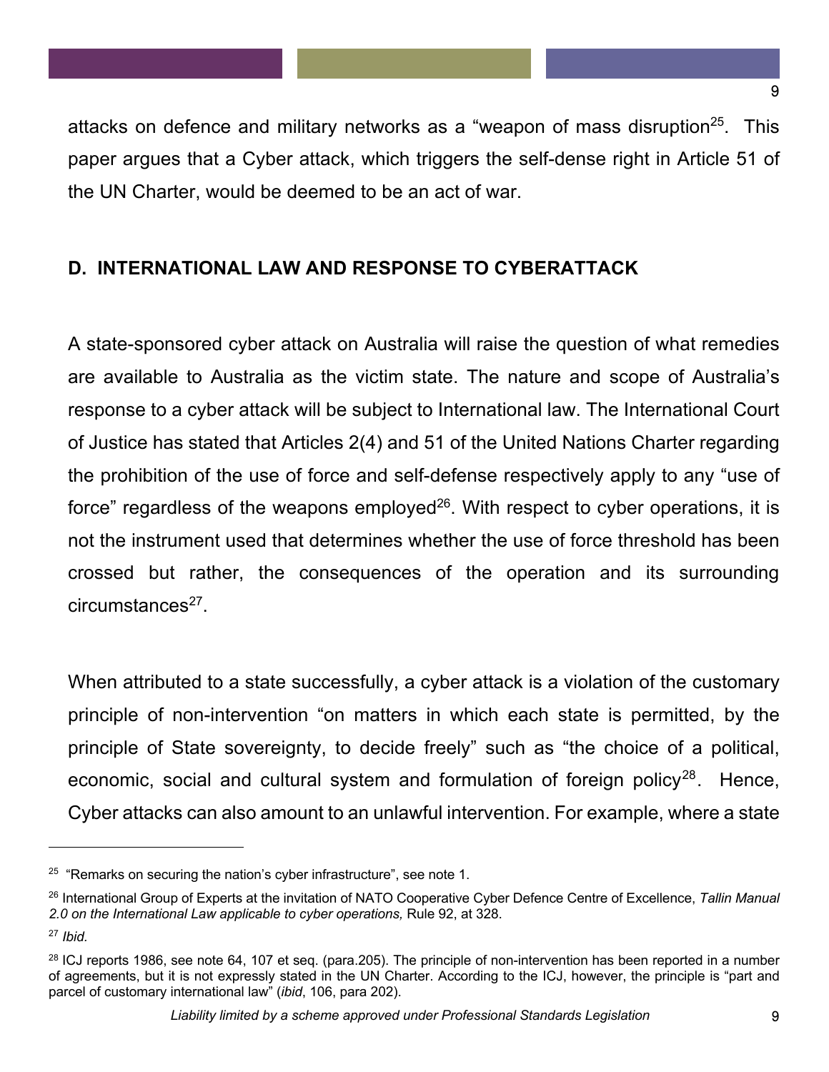attacks on defence and military networks as a "weapon of mass disruption[25]. This paper argues that a Cyber attack, which triggers the self-dense right in Article 51 of the UN Charter, would be deemed to be an act of war.

## D. INTERNATIONAL LAW AND RESPONSE TO CYBERATTACK

A state-sponsored cyber attack on Australia will raise the question of what remedies are available to Australia as the victim state. The nature and scope of Australia's response to a cyber attack will be subject to International law. The International Court of Justice has stated that Articles 2(4) and 51 of the United Nations Charter regarding the prohibition of the use of force and self-defense respectively apply to any "use of force" regardless of the weapons employed[26]. With respect to cyber operations, it is not the instrument used that determines whether the use of force threshold has been crossed but rather, the consequences of the operation and its surrounding circumstances[27].

When attributed to a state successfully, a cyber attack is a violation of the customary principle of non-intervention "on matters in which each state is permitted, by the principle of State sovereignty, to decide freely" such as "the choice of a political, economic, social and cultural system and formulation of foreign policy[28]. Hence, Cyber attacks can also amount to an unlawful intervention. For example, where a state

---

[25] "Remarks on securing the nation's cyber infrastructure", see note 1.

[26] International Group of Experts at the invitation of NATO Cooperative Cyber Defence Centre of Excellence, *Tallin Manual 2.0 on the International Law applicable to cyber operations,* Rule 92, at 328.

[27] *Ibid.*

[28] ICJ reports 1986, see note 64, 107 et seq. (para.205). The principle of non-intervention has been reported in a number of agreements, but it is not expressly stated in the UN Charter. According to the ICJ, however, the principle is "part and parcel of customary international law" (*ibid*, 106, para 202).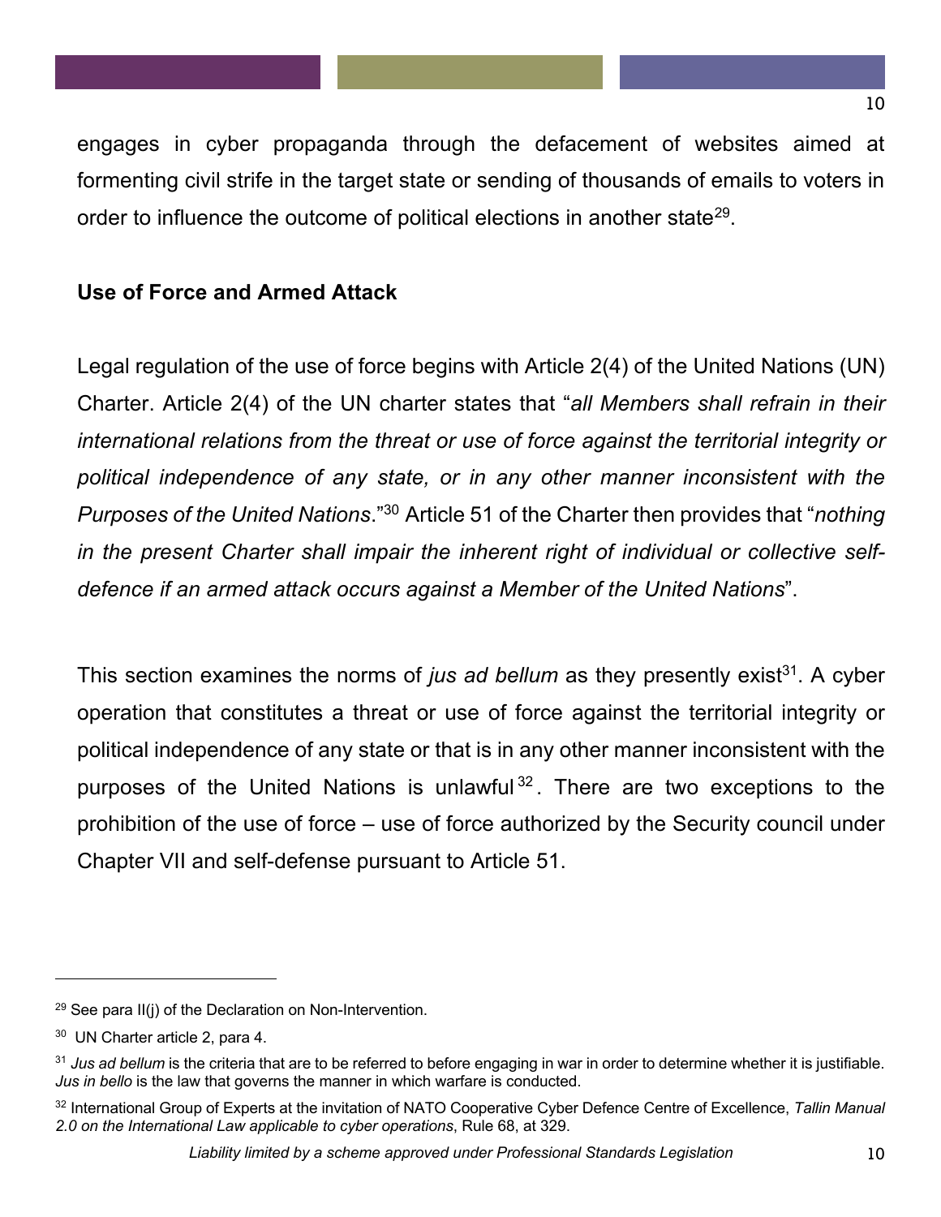engages in cyber propaganda through the defacement of websites aimed at formenting civil strife in the target state or sending of thousands of emails to voters in order to influence the outcome of political elections in another state[29].

**Use of Force and Armed Attack**

Legal regulation of the use of force begins with Article 2(4) of the United Nations (UN) Charter. Article 2(4) of the UN charter states that "*all Members shall refrain in their international relations from the threat or use of force against the territorial integrity or political independence of any state, or in any other manner inconsistent with the Purposes of the United Nations.*"[30] Article 51 of the Charter then provides that "*nothing in the present Charter shall impair the inherent right of individual or collective self-defence if an armed attack occurs against a Member of the United Nations*".

This section examines the norms of *jus ad bellum* as they presently exist[31]. A cyber operation that constitutes a threat or use of force against the territorial integrity or political independence of any state or that is in any other manner inconsistent with the purposes of the United Nations is unlawful[32]. There are two exceptions to the prohibition of the use of force – use of force authorized by the Security council under Chapter VII and self-defense pursuant to Article 51.

---

[29] See para II(j) of the Declaration on Non-Intervention.

[30] UN Charter article 2, para 4.

[31] *Jus ad bellum* is the criteria that are to be referred to before engaging in war in order to determine whether it is justifiable. *Jus in bello* is the law that governs the manner in which warfare is conducted.

[32] International Group of Experts at the invitation of NATO Cooperative Cyber Defence Centre of Excellence, *Tallin Manual 2.0 on the International Law applicable to cyber operations*, Rule 68, at 329.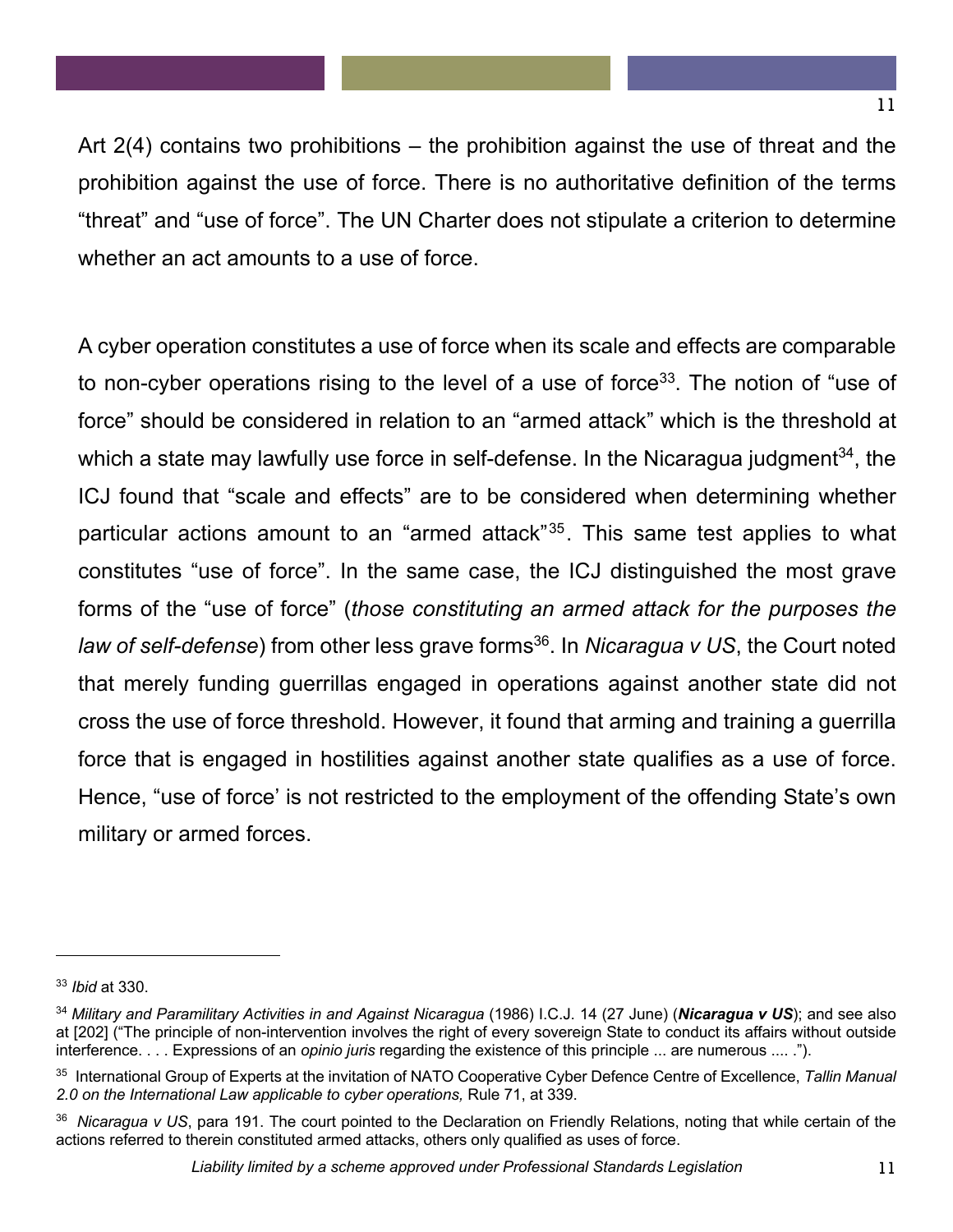Art 2(4) contains two prohibitions – the prohibition against the use of threat and the prohibition against the use of force. There is no authoritative definition of the terms "threat" and "use of force". The UN Charter does not stipulate a criterion to determine whether an act amounts to a use of force.

A cyber operation constitutes a use of force when its scale and effects are comparable to non-cyber operations rising to the level of a use of force[33]. The notion of "use of force" should be considered in relation to an "armed attack" which is the threshold at which a state may lawfully use force in self-defense. In the Nicaragua judgment[34], the ICJ found that "scale and effects" are to be considered when determining whether particular actions amount to an "armed attack"[35]. This same test applies to what constitutes "use of force". In the same case, the ICJ distinguished the most grave forms of the "use of force" (*those constituting an armed attack for the purposes the law of self-defense*) from other less grave forms[36]. In *Nicaragua v US*, the Court noted that merely funding guerrillas engaged in operations against another state did not cross the use of force threshold. However, it found that arming and training a guerrilla force that is engaged in hostilities against another state qualifies as a use of force. Hence, "use of force' is not restricted to the employment of the offending State's own military or armed forces.

---

[33] *Ibid* at 330.

[34] *Military and Paramilitary Activities in and Against Nicaragua* (1986) I.C.J. 14 (27 June) (***Nicaragua v US***); and see also at [202] ("The principle of non-intervention involves the right of every sovereign State to conduct its affairs without outside interference. . . . Expressions of an *opinio juris* regarding the existence of this principle ... are numerous .... .").

[35] International Group of Experts at the invitation of NATO Cooperative Cyber Defence Centre of Excellence, *Tallin Manual 2.0 on the International Law applicable to cyber operations,* Rule 71, at 339.

[36] *Nicaragua v US*, para 191. The court pointed to the Declaration on Friendly Relations, noting that while certain of the actions referred to therein constituted armed attacks, others only qualified as uses of force.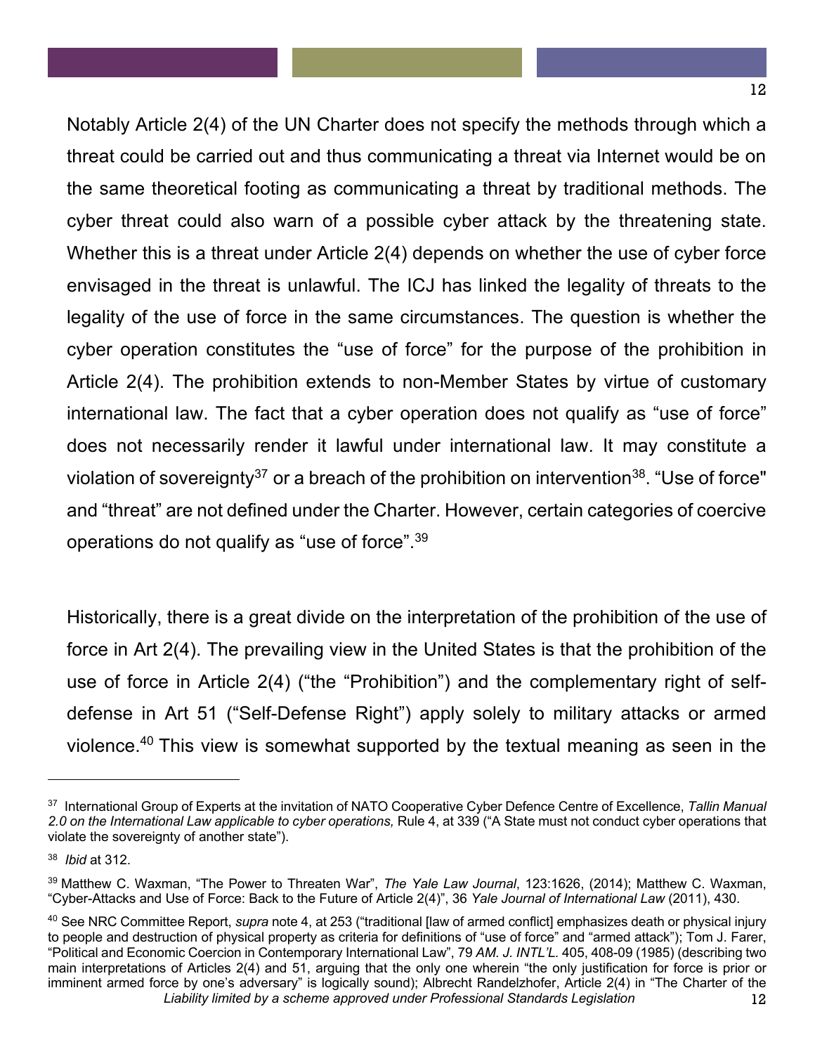Notably Article 2(4) of the UN Charter does not specify the methods through which a threat could be carried out and thus communicating a threat via Internet would be on the same theoretical footing as communicating a threat by traditional methods. The cyber threat could also warn of a possible cyber attack by the threatening state. Whether this is a threat under Article 2(4) depends on whether the use of cyber force envisaged in the threat is unlawful. The ICJ has linked the legality of threats to the legality of the use of force in the same circumstances. The question is whether the cyber operation constitutes the "use of force" for the purpose of the prohibition in Article 2(4). The prohibition extends to non-Member States by virtue of customary international law. The fact that a cyber operation does not qualify as "use of force" does not necessarily render it lawful under international law. It may constitute a violation of sovereignty[37] or a breach of the prohibition on intervention[38]. "Use of force" and "threat" are not defined under the Charter. However, certain categories of coercive operations do not qualify as "use of force".[39]

Historically, there is a great divide on the interpretation of the prohibition of the use of force in Art 2(4). The prevailing view in the United States is that the prohibition of the use of force in Article 2(4) ("the "Prohibition") and the complementary right of self-defense in Art 51 ("Self-Defense Right") apply solely to military attacks or armed violence.[40] This view is somewhat supported by the textual meaning as seen in the

---

[37] International Group of Experts at the invitation of NATO Cooperative Cyber Defence Centre of Excellence, *Tallin Manual 2.0 on the International Law applicable to cyber operations,* Rule 4, at 339 ("A State must not conduct cyber operations that violate the sovereignty of another state").

[38] *Ibid* at 312.

[39] Matthew C. Waxman, "The Power to Threaten War", *The Yale Law Journal*, 123:1626, (2014); Matthew C. Waxman, "Cyber-Attacks and Use of Force: Back to the Future of Article 2(4)", 36 *Yale Journal of International Law* (2011), 430.

[40] See NRC Committee Report, *supra* note 4, at 253 ("traditional [law of armed conflict] emphasizes death or physical injury to people and destruction of physical property as criteria for definitions of "use of force" and "armed attack"); Tom J. Farer, "Political and Economic Coercion in Contemporary International Law", 79 *AM. J. INTL'L.* 405, 408-09 (1985) (describing two main interpretations of Articles 2(4) and 51, arguing that the only one wherein "the only justification for force is prior or imminent armed force by one's adversary" is logically sound); Albrecht Randelzhofer, Article 2(4) in "The Charter of the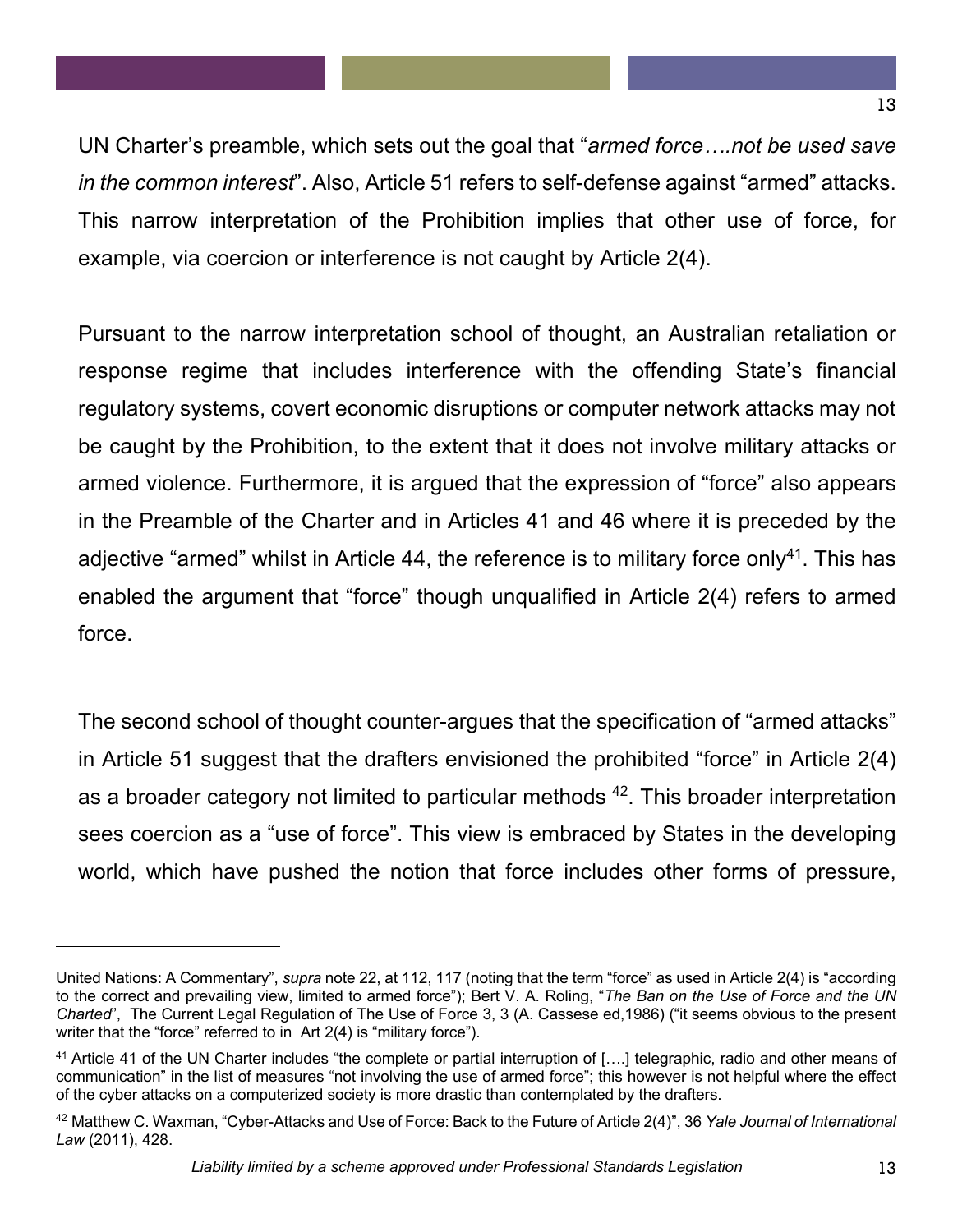UN Charter's preamble, which sets out the goal that "*armed force….not be used save in the common interest*". Also, Article 51 refers to self-defense against "armed" attacks. This narrow interpretation of the Prohibition implies that other use of force, for example, via coercion or interference is not caught by Article 2(4).

Pursuant to the narrow interpretation school of thought, an Australian retaliation or response regime that includes interference with the offending State's financial regulatory systems, covert economic disruptions or computer network attacks may not be caught by the Prohibition, to the extent that it does not involve military attacks or armed violence. Furthermore, it is argued that the expression of "force" also appears in the Preamble of the Charter and in Articles 41 and 46 where it is preceded by the adjective "armed" whilst in Article 44, the reference is to military force only[41]. This has enabled the argument that "force" though unqualified in Article 2(4) refers to armed force.

The second school of thought counter-argues that the specification of "armed attacks" in Article 51 suggest that the drafters envisioned the prohibited "force" in Article 2(4) as a broader category not limited to particular methods [42]. This broader interpretation sees coercion as a "use of force". This view is embraced by States in the developing world, which have pushed the notion that force includes other forms of pressure,

---

United Nations: A Commentary", *supra* note 22, at 112, 117 (noting that the term "force" as used in Article 2(4) is "according to the correct and prevailing view, limited to armed force"); Bert V. A. Roling, "*The Ban on the Use of Force and the UN Charted*", The Current Legal Regulation of The Use of Force 3, 3 (A. Cassese ed,1986) ("it seems obvious to the present writer that the "force" referred to in Art 2(4) is "military force").

[41] Article 41 of the UN Charter includes "the complete or partial interruption of [….] telegraphic, radio and other means of communication" in the list of measures "not involving the use of armed force"; this however is not helpful where the effect of the cyber attacks on a computerized society is more drastic than contemplated by the drafters.

[42] Matthew C. Waxman, "Cyber-Attacks and Use of Force: Back to the Future of Article 2(4)", 36 *Yale Journal of International Law* (2011), 428.

*Liability limited by a scheme approved under Professional Standards Legislation*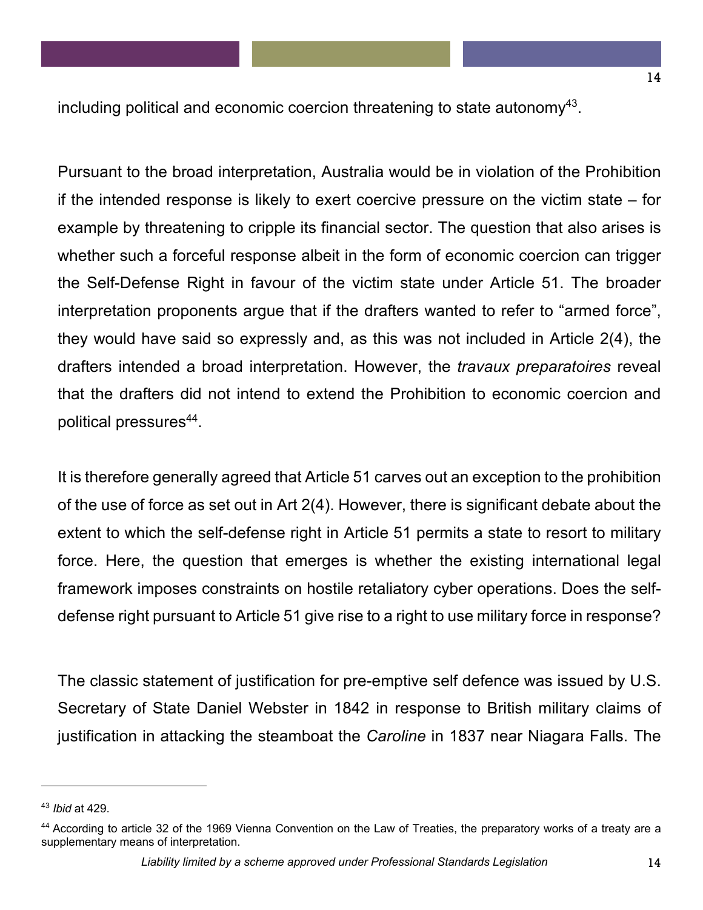including political and economic coercion threatening to state autonomy[43].

Pursuant to the broad interpretation, Australia would be in violation of the Prohibition if the intended response is likely to exert coercive pressure on the victim state – for example by threatening to cripple its financial sector. The question that also arises is whether such a forceful response albeit in the form of economic coercion can trigger the Self-Defense Right in favour of the victim state under Article 51. The broader interpretation proponents argue that if the drafters wanted to refer to "armed force", they would have said so expressly and, as this was not included in Article 2(4), the drafters intended a broad interpretation. However, the *travaux preparatoires* reveal that the drafters did not intend to extend the Prohibition to economic coercion and political pressures[44].

It is therefore generally agreed that Article 51 carves out an exception to the prohibition of the use of force as set out in Art 2(4). However, there is significant debate about the extent to which the self-defense right in Article 51 permits a state to resort to military force. Here, the question that emerges is whether the existing international legal framework imposes constraints on hostile retaliatory cyber operations. Does the self-defense right pursuant to Article 51 give rise to a right to use military force in response?

The classic statement of justification for pre-emptive self defence was issued by U.S. Secretary of State Daniel Webster in 1842 in response to British military claims of justification in attacking the steamboat the *Caroline* in 1837 near Niagara Falls. The

---

[43] *Ibid* at 429.

[44] According to article 32 of the 1969 Vienna Convention on the Law of Treaties, the preparatory works of a treaty are a supplementary means of interpretation.

*Liability limited by a scheme approved under Professional Standards Legislation*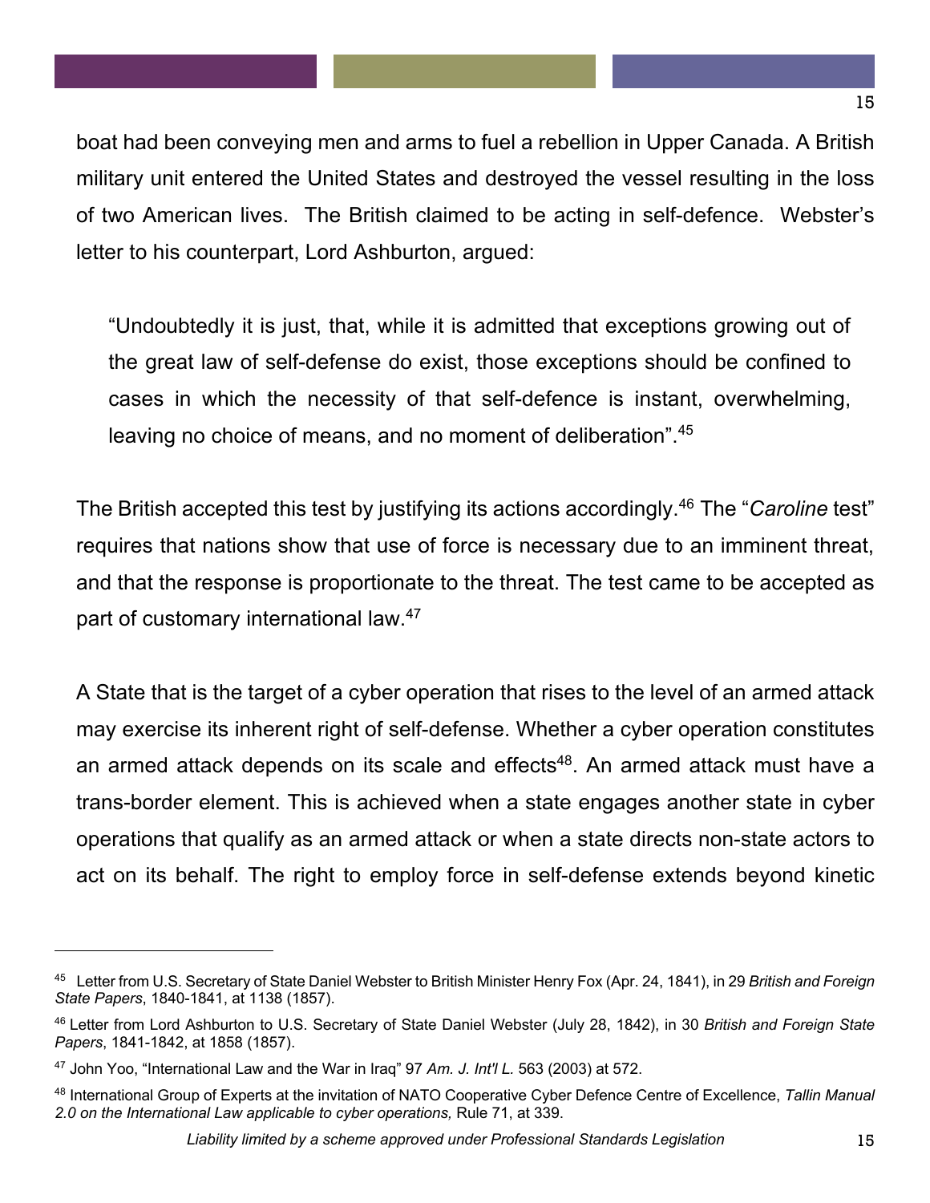boat had been conveying men and arms to fuel a rebellion in Upper Canada. A British military unit entered the United States and destroyed the vessel resulting in the loss of two American lives. The British claimed to be acting in self-defence. Webster's letter to his counterpart, Lord Ashburton, argued:

> "Undoubtedly it is just, that, while it is admitted that exceptions growing out of the great law of self-defense do exist, those exceptions should be confined to cases in which the necessity of that self-defence is instant, overwhelming, leaving no choice of means, and no moment of deliberation".[45]

The British accepted this test by justifying its actions accordingly.[46] The "*Caroline* test" requires that nations show that use of force is necessary due to an imminent threat, and that the response is proportionate to the threat. The test came to be accepted as part of customary international law.[47]

A State that is the target of a cyber operation that rises to the level of an armed attack may exercise its inherent right of self-defense. Whether a cyber operation constitutes an armed attack depends on its scale and effects[48]. An armed attack must have a trans-border element. This is achieved when a state engages another state in cyber operations that qualify as an armed attack or when a state directs non-state actors to act on its behalf. The right to employ force in self-defense extends beyond kinetic

---

[45] Letter from U.S. Secretary of State Daniel Webster to British Minister Henry Fox (Apr. 24, 1841), in 29 *British and Foreign State Papers*, 1840-1841, at 1138 (1857).

[46] Letter from Lord Ashburton to U.S. Secretary of State Daniel Webster (July 28, 1842), in 30 *British and Foreign State Papers*, 1841-1842, at 1858 (1857).

[47] John Yoo, "International Law and the War in Iraq" 97 *Am. J. Int'l L.* 563 (2003) at 572.

[48] International Group of Experts at the invitation of NATO Cooperative Cyber Defence Centre of Excellence, *Tallin Manual 2.0 on the International Law applicable to cyber operations,* Rule 71, at 339.

*Liability limited by a scheme approved under Professional Standards Legislation*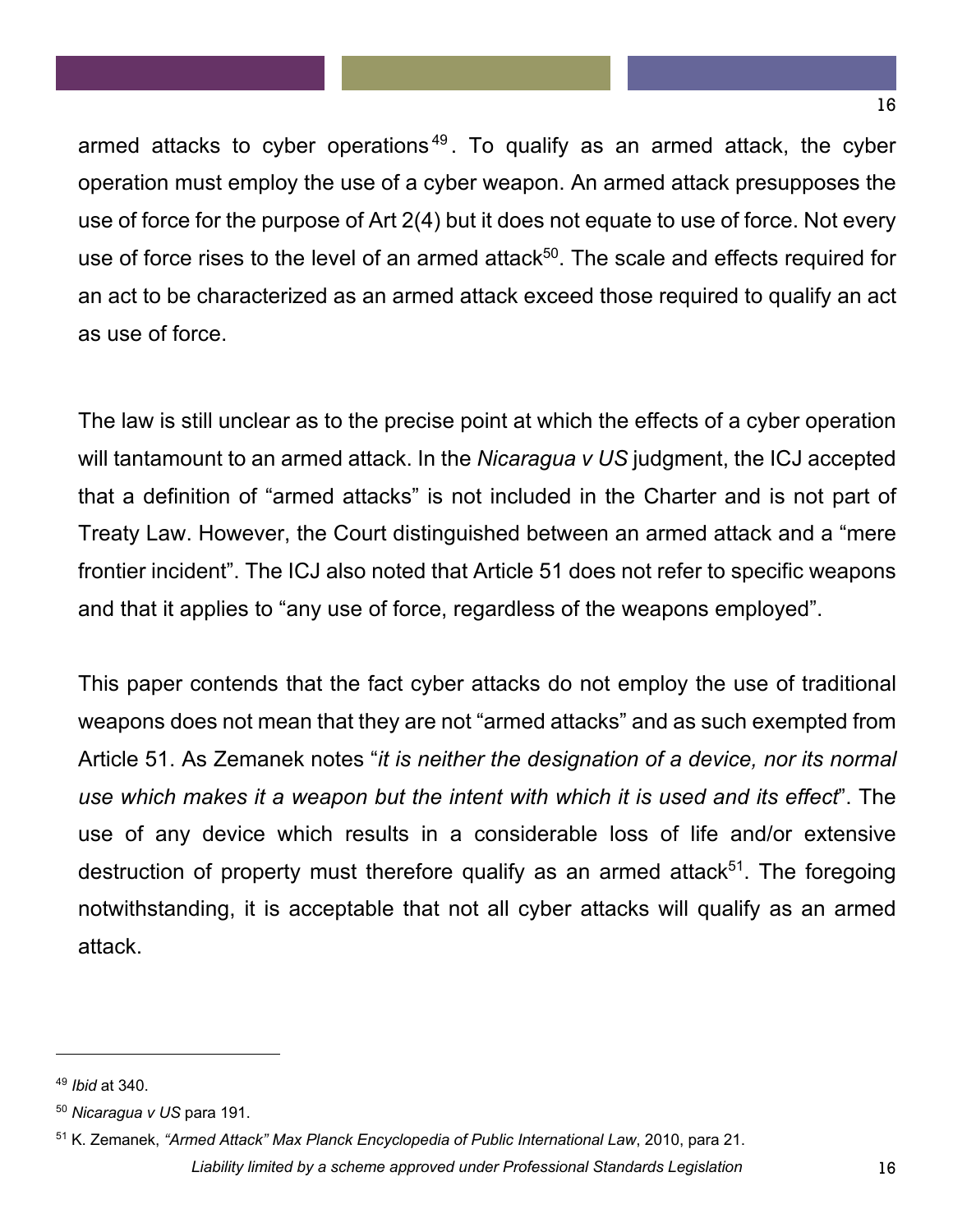armed attacks to cyber operations[49]. To qualify as an armed attack, the cyber operation must employ the use of a cyber weapon. An armed attack presupposes the use of force for the purpose of Art 2(4) but it does not equate to use of force. Not every use of force rises to the level of an armed attack[50]. The scale and effects required for an act to be characterized as an armed attack exceed those required to qualify an act as use of force.

The law is still unclear as to the precise point at which the effects of a cyber operation will tantamount to an armed attack. In the *Nicaragua v US* judgment, the ICJ accepted that a definition of "armed attacks" is not included in the Charter and is not part of Treaty Law. However, the Court distinguished between an armed attack and a "mere frontier incident". The ICJ also noted that Article 51 does not refer to specific weapons and that it applies to "any use of force, regardless of the weapons employed".

This paper contends that the fact cyber attacks do not employ the use of traditional weapons does not mean that they are not "armed attacks" and as such exempted from Article 51. As Zemanek notes "*it is neither the designation of a device, nor its normal use which makes it a weapon but the intent with which it is used and its effect*". The use of any device which results in a considerable loss of life and/or extensive destruction of property must therefore qualify as an armed attack[51]. The foregoing notwithstanding, it is acceptable that not all cyber attacks will qualify as an armed attack.

---

[49] *Ibid* at 340.

[50] *Nicaragua v US* para 191.

[51] K. Zemanek, *"Armed Attack" Max Planck Encyclopedia of Public International Law*, 2010, para 21.

*Liability limited by a scheme approved under Professional Standards Legislation*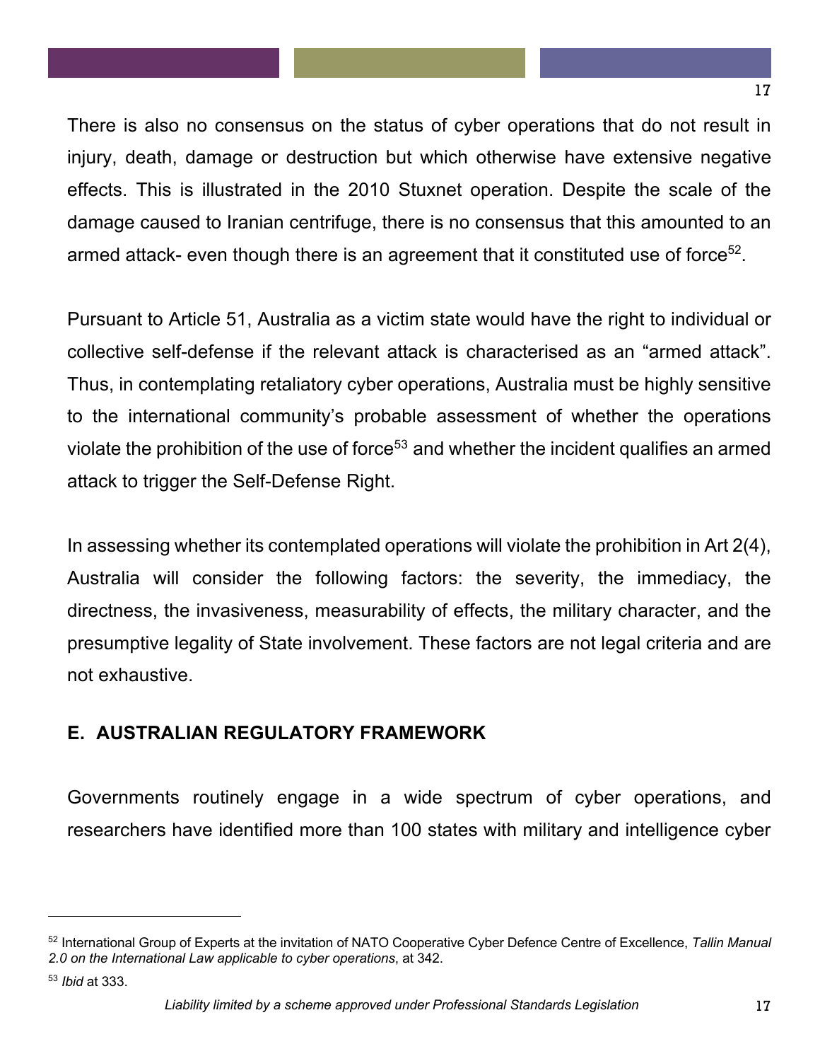There is also no consensus on the status of cyber operations that do not result in injury, death, damage or destruction but which otherwise have extensive negative effects. This is illustrated in the 2010 Stuxnet operation. Despite the scale of the damage caused to Iranian centrifuge, there is no consensus that this amounted to an armed attack- even though there is an agreement that it constituted use of force[52].

Pursuant to Article 51, Australia as a victim state would have the right to individual or collective self-defense if the relevant attack is characterised as an "armed attack". Thus, in contemplating retaliatory cyber operations, Australia must be highly sensitive to the international community's probable assessment of whether the operations violate the prohibition of the use of force[53] and whether the incident qualifies an armed attack to trigger the Self-Defense Right.

In assessing whether its contemplated operations will violate the prohibition in Art 2(4), Australia will consider the following factors: the severity, the immediacy, the directness, the invasiveness, measurability of effects, the military character, and the presumptive legality of State involvement. These factors are not legal criteria and are not exhaustive.

## E. AUSTRALIAN REGULATORY FRAMEWORK

Governments routinely engage in a wide spectrum of cyber operations, and researchers have identified more than 100 states with military and intelligence cyber

---

[52] International Group of Experts at the invitation of NATO Cooperative Cyber Defence Centre of Excellence, *Tallin Manual 2.0 on the International Law applicable to cyber operations*, at 342.

[53] *Ibid* at 333.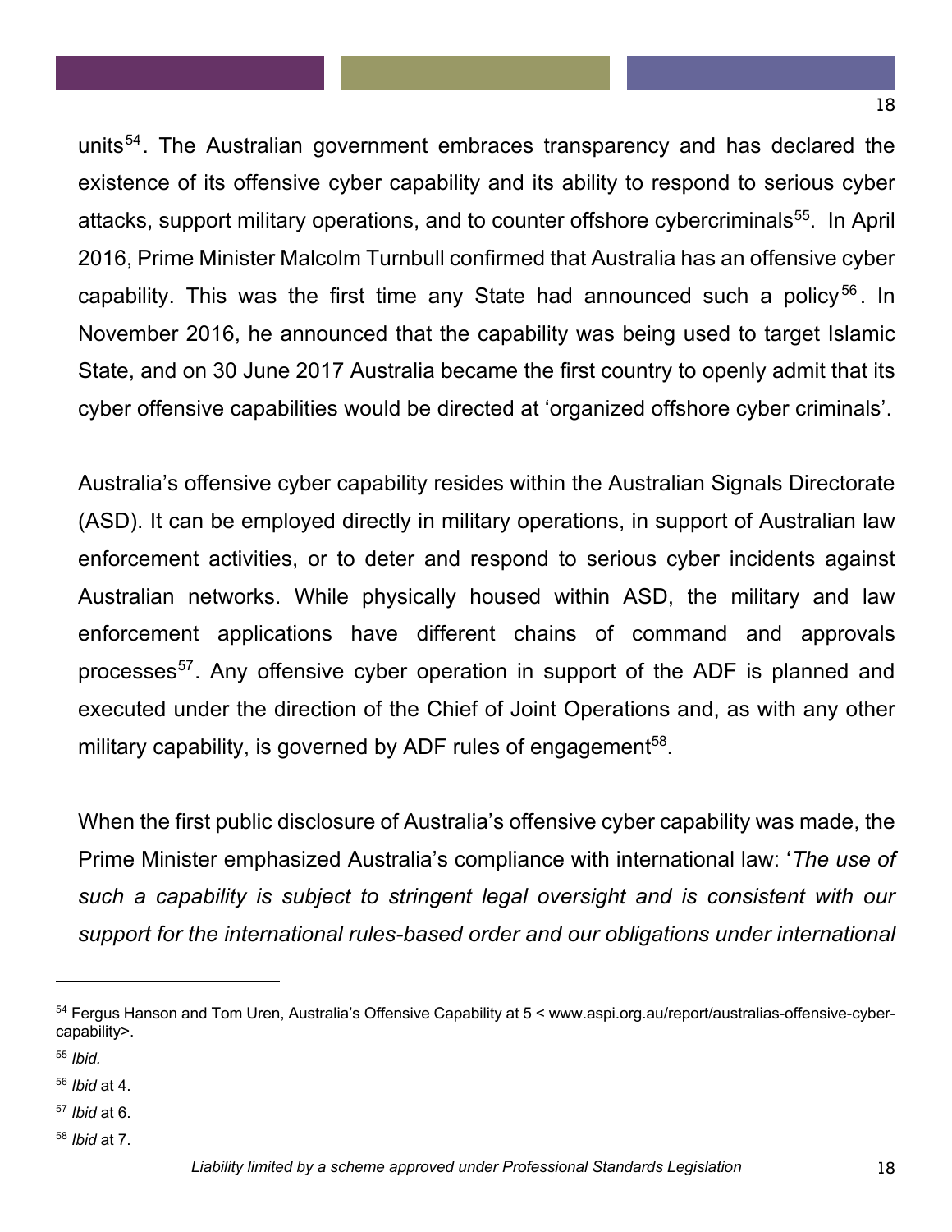units[54]. The Australian government embraces transparency and has declared the existence of its offensive cyber capability and its ability to respond to serious cyber attacks, support military operations, and to counter offshore cybercriminals[55]. In April 2016, Prime Minister Malcolm Turnbull confirmed that Australia has an offensive cyber capability. This was the first time any State had announced such a policy[56]. In November 2016, he announced that the capability was being used to target Islamic State, and on 30 June 2017 Australia became the first country to openly admit that its cyber offensive capabilities would be directed at 'organized offshore cyber criminals'.

Australia's offensive cyber capability resides within the Australian Signals Directorate (ASD). It can be employed directly in military operations, in support of Australian law enforcement activities, or to deter and respond to serious cyber incidents against Australian networks. While physically housed within ASD, the military and law enforcement applications have different chains of command and approvals processes[57]. Any offensive cyber operation in support of the ADF is planned and executed under the direction of the Chief of Joint Operations and, as with any other military capability, is governed by ADF rules of engagement[58].

When the first public disclosure of Australia's offensive cyber capability was made, the Prime Minister emphasized Australia's compliance with international law: '*The use of such a capability is subject to stringent legal oversight and is consistent with our support for the international rules-based order and our obligations under international*

---

[54] Fergus Hanson and Tom Uren, Australia's Offensive Capability at 5 < www.aspi.org.au/report/australias-offensive-cyber-capability>.

[55] *Ibid.*

[56] *Ibid* at 4.

[57] *Ibid* at 6.

[58] *Ibid* at 7.

*Liability limited by a scheme approved under Professional Standards Legislation*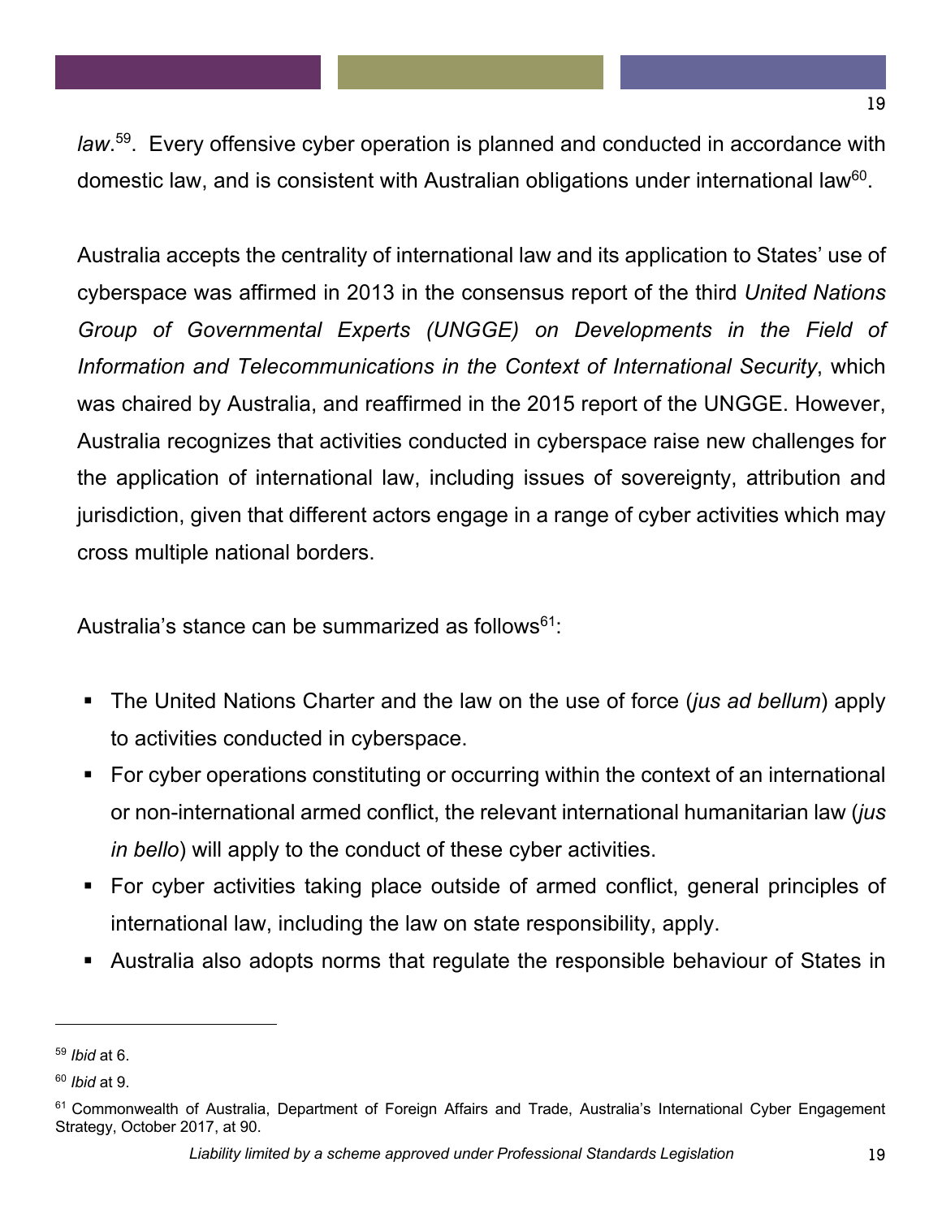*law*.[59]. Every offensive cyber operation is planned and conducted in accordance with domestic law, and is consistent with Australian obligations under international law[60].

Australia accepts the centrality of international law and its application to States' use of cyberspace was affirmed in 2013 in the consensus report of the third *United Nations Group of Governmental Experts (UNGGE) on Developments in the Field of Information and Telecommunications in the Context of International Security*, which was chaired by Australia, and reaffirmed in the 2015 report of the UNGGE. However, Australia recognizes that activities conducted in cyberspace raise new challenges for the application of international law, including issues of sovereignty, attribution and jurisdiction, given that different actors engage in a range of cyber activities which may cross multiple national borders.

Australia's stance can be summarized as follows[61]:

- The United Nations Charter and the law on the use of force (*jus ad bellum*) apply to activities conducted in cyberspace.
- For cyber operations constituting or occurring within the context of an international or non-international armed conflict, the relevant international humanitarian law (*jus in bello*) will apply to the conduct of these cyber activities.
- For cyber activities taking place outside of armed conflict, general principles of international law, including the law on state responsibility, apply.
- Australia also adopts norms that regulate the responsible behaviour of States in

---

[59] *Ibid* at 6.

[60] *Ibid* at 9.

[61] Commonwealth of Australia, Department of Foreign Affairs and Trade, Australia's International Cyber Engagement Strategy, October 2017, at 90.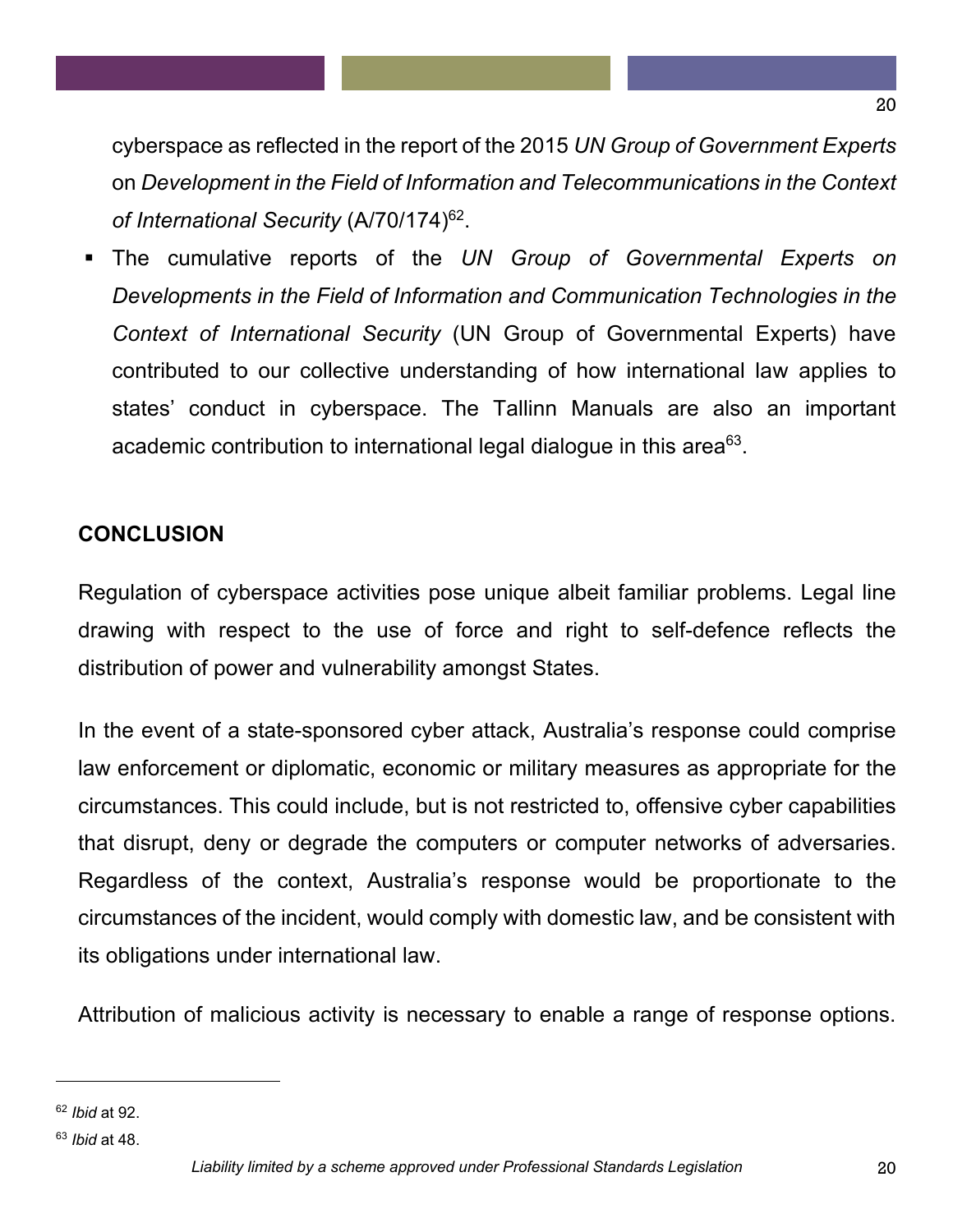cyberspace as reflected in the report of the 2015 *UN Group of Government Experts* on *Development in the Field of Information and Telecommunications in the Context of International Security* (A/70/174)[62].

- The cumulative reports of the *UN Group of Governmental Experts on Developments in the Field of Information and Communication Technologies in the Context of International Security* (UN Group of Governmental Experts) have contributed to our collective understanding of how international law applies to states' conduct in cyberspace. The Tallinn Manuals are also an important academic contribution to international legal dialogue in this area[63].

**CONCLUSION**

Regulation of cyberspace activities pose unique albeit familiar problems. Legal line drawing with respect to the use of force and right to self-defence reflects the distribution of power and vulnerability amongst States.

In the event of a state-sponsored cyber attack, Australia's response could comprise law enforcement or diplomatic, economic or military measures as appropriate for the circumstances. This could include, but is not restricted to, offensive cyber capabilities that disrupt, deny or degrade the computers or computer networks of adversaries. Regardless of the context, Australia's response would be proportionate to the circumstances of the incident, would comply with domestic law, and be consistent with its obligations under international law.

Attribution of malicious activity is necessary to enable a range of response options.

---

[62] *Ibid* at 92.

[63] *Ibid* at 48.

*Liability limited by a scheme approved under Professional Standards Legislation*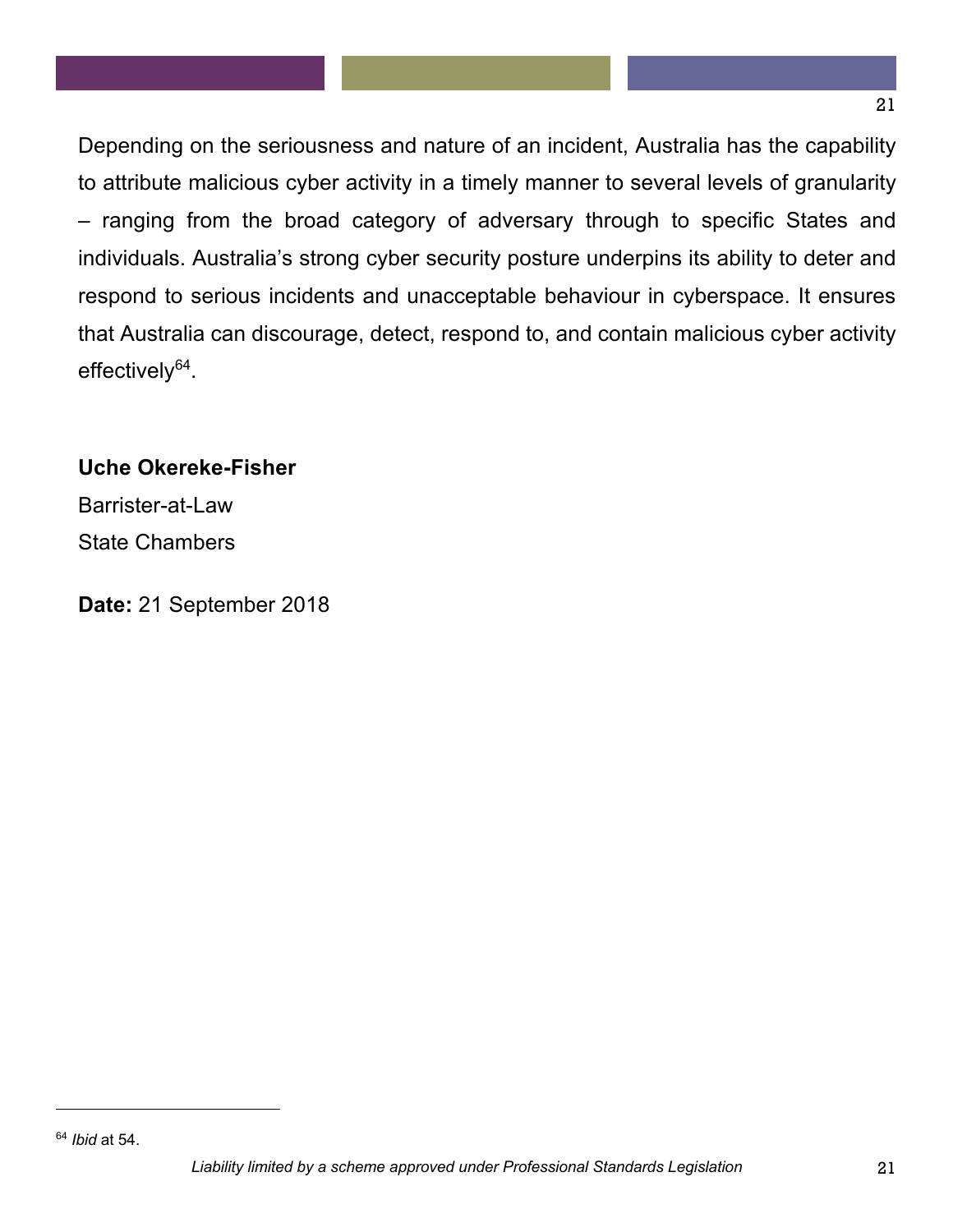Depending on the seriousness and nature of an incident, Australia has the capability to attribute malicious cyber activity in a timely manner to several levels of granularity – ranging from the broad category of adversary through to specific States and individuals. Australia's strong cyber security posture underpins its ability to deter and respond to serious incidents and unacceptable behaviour in cyberspace. It ensures that Australia can discourage, detect, respond to, and contain malicious cyber activity effectively[64].

**Uche Okereke-Fisher**

Barrister-at-Law

State Chambers

**Date:** 21 September 2018

---

[64] *Ibid* at 54.

*Liability limited by a scheme approved under Professional Standards Legislation*